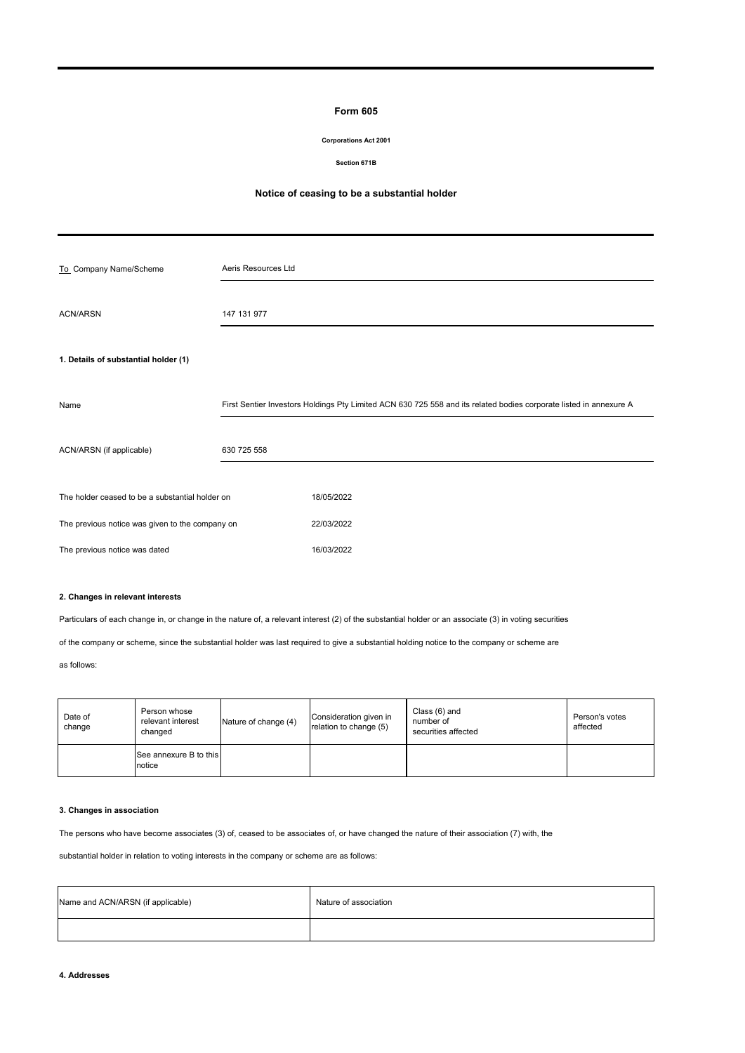# Form 605

**Corporations Act 2001**

**Section 671B**

## Notice of ceasing to be a substantial holder

| | |
|---|---|
| To Company Name/Scheme | Aeris Resources Ltd |
| ACN/ARSN | 147 131 977 |

**1. Details of substantial holder (1)**

| | |
|---|---|
| Name | First Sentier Investors Holdings Pty Limited ACN 630 725 558 and its related bodies corporate listed in annexure A |
| ACN/ARSN (if applicable) | 630 725 558 |

| | |
|---|---|
| The holder ceased to be a substantial holder on | 18/05/2022 |
| The previous notice was given to the company on | 22/03/2022 |
| The previous notice was dated | 16/03/2022 |

**2. Changes in relevant interests**

Particulars of each change in, or change in the nature of, a relevant interest (2) of the substantial holder or an associate (3) in voting securities of the company or scheme, since the substantial holder was last required to give a substantial holding notice to the company or scheme are as follows:

| Date of change | Person whose relevant interest changed | Nature of change (4) | Consideration given in relation to change (5) | Class (6) and number of securities affected | Person's votes affected |
|---|---|---|---|---|---|
| | See annexure B to this notice | | | | |

**3. Changes in association**

The persons who have become associates (3) of, ceased to be associates of, or have changed the nature of their association (7) with, the substantial holder in relation to voting interests in the company or scheme are as follows:

| Name and ACN/ARSN (if applicable) | Nature of association |
|---|---|
| | |

**4. Addresses**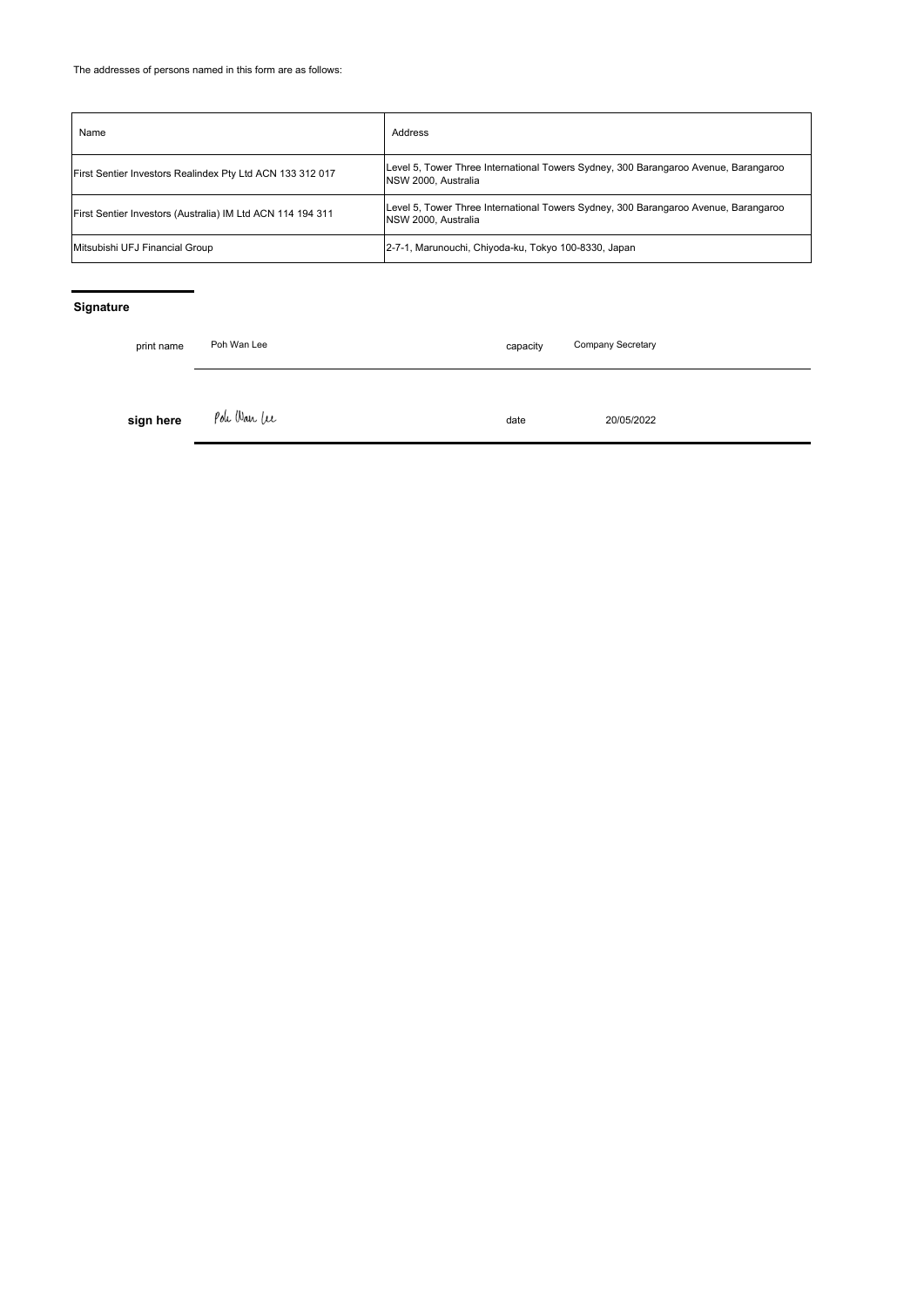The addresses of persons named in this form are as follows:

| Name | Address |
|---|---|
| First Sentier Investors Realindex Pty Ltd ACN 133 312 017 | Level 5, Tower Three International Towers Sydney, 300 Barangaroo Avenue, Barangaroo NSW 2000, Australia |
| First Sentier Investors (Australia) IM Ltd ACN 114 194 311 | Level 5, Tower Three International Towers Sydney, 300 Barangaroo Avenue, Barangaroo NSW 2000, Australia |
| Mitsubishi UFJ Financial Group | 2-7-1, Marunouchi, Chiyoda-ku, Tokyo 100-8330, Japan |

## Signature

| | | | |
|---|---|---|---|
| print name | Poh Wan Lee | capacity | Company Secretary |
| **sign here** | Poh Wan Lee | date | 20/05/2022 |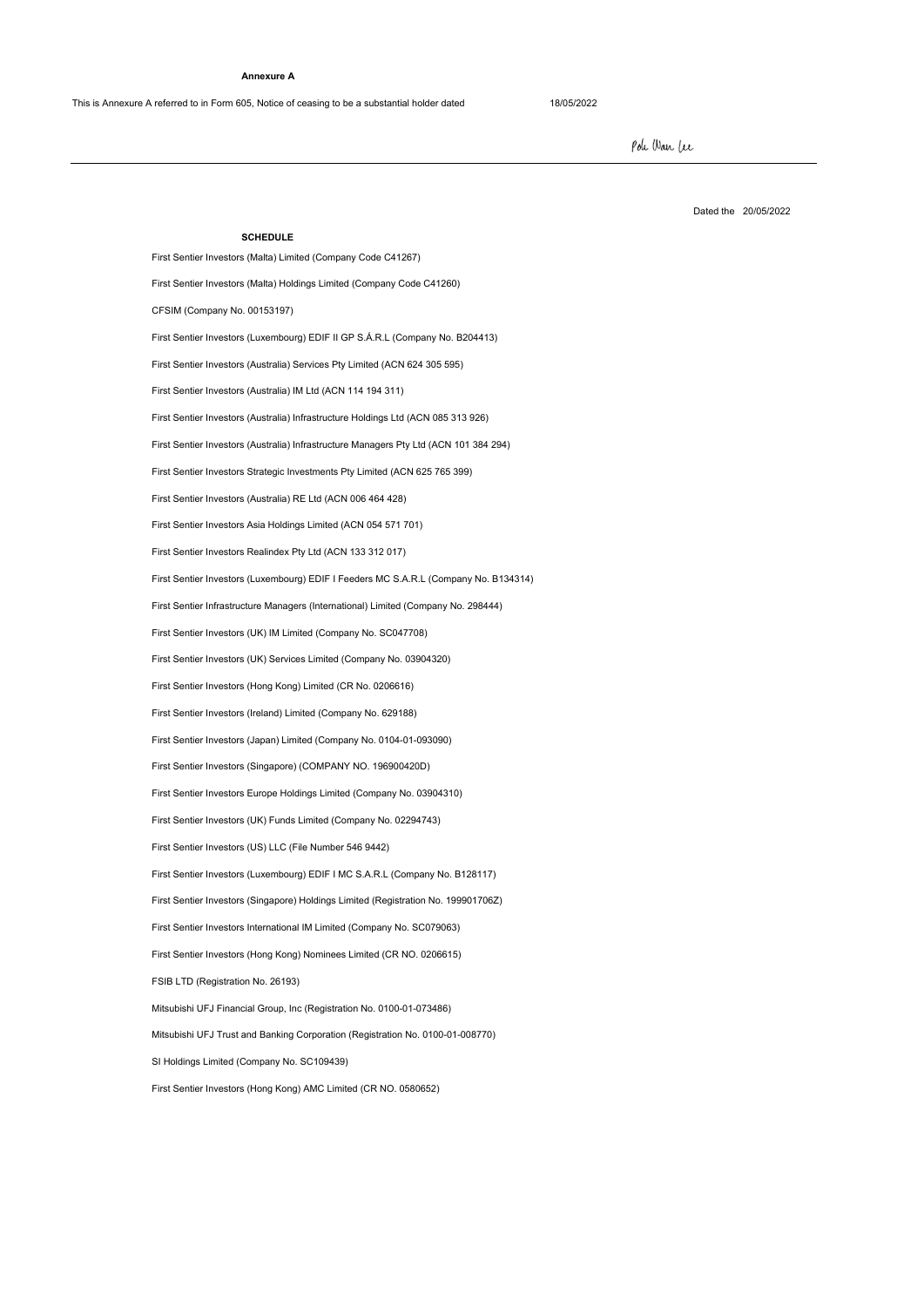**Annexure A**

This is Annexure A referred to in Form 605, Notice of ceasing to be a substantial holder dated 18/05/2022

Poh Wan Lee

Dated the 20/05/2022

**SCHEDULE**

First Sentier Investors (Malta) Limited (Company Code C41267)

First Sentier Investors (Malta) Holdings Limited (Company Code C41260)

CFSIM (Company No. 00153197)

First Sentier Investors (Luxembourg) EDIF II GP S.Á.R.L (Company No. B204413)

First Sentier Investors (Australia) Services Pty Limited (ACN 624 305 595)

First Sentier Investors (Australia) IM Ltd (ACN 114 194 311)

First Sentier Investors (Australia) Infrastructure Holdings Ltd (ACN 085 313 926)

First Sentier Investors (Australia) Infrastructure Managers Pty Ltd (ACN 101 384 294)

First Sentier Investors Strategic Investments Pty Limited (ACN 625 765 399)

First Sentier Investors (Australia) RE Ltd (ACN 006 464 428)

First Sentier Investors Asia Holdings Limited (ACN 054 571 701)

First Sentier Investors Realindex Pty Ltd (ACN 133 312 017)

First Sentier Investors (Luxembourg) EDIF I Feeders MC S.A.R.L (Company No. B134314)

First Sentier Infrastructure Managers (International) Limited (Company No. 298444)

First Sentier Investors (UK) IM Limited (Company No. SC047708)

First Sentier Investors (UK) Services Limited (Company No. 03904320)

First Sentier Investors (Hong Kong) Limited (CR No. 0206616)

First Sentier Investors (Ireland) Limited (Company No. 629188)

First Sentier Investors (Japan) Limited (Company No. 0104-01-093090)

First Sentier Investors (Singapore) (COMPANY NO. 196900420D)

First Sentier Investors Europe Holdings Limited (Company No. 03904310)

First Sentier Investors (UK) Funds Limited (Company No. 02294743)

First Sentier Investors (US) LLC (File Number 546 9442)

First Sentier Investors (Luxembourg) EDIF I MC S.A.R.L (Company No. B128117)

First Sentier Investors (Singapore) Holdings Limited (Registration No. 199901706Z)

First Sentier Investors International IM Limited (Company No. SC079063)

First Sentier Investors (Hong Kong) Nominees Limited (CR NO. 0206615)

FSIB LTD (Registration No. 26193)

Mitsubishi UFJ Financial Group, Inc (Registration No. 0100-01-073486)

Mitsubishi UFJ Trust and Banking Corporation (Registration No. 0100-01-008770)

SI Holdings Limited (Company No. SC109439)

First Sentier Investors (Hong Kong) AMC Limited (CR NO. 0580652)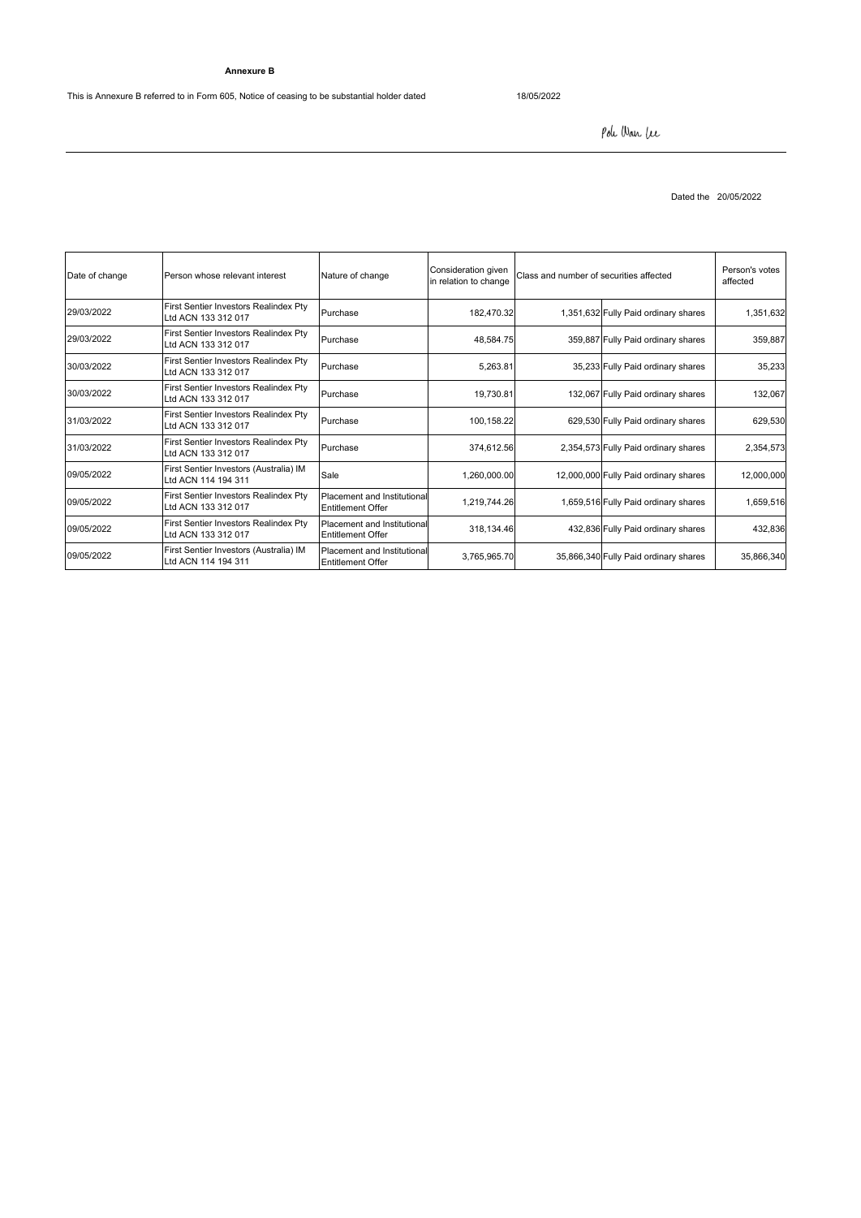**Annexure B**

This is Annexure B referred to in Form 605, Notice of ceasing to be substantial holder dated 18/05/2022

Poh Wan Lee

Dated the 20/05/2022

| Date of change | Person whose relevant interest | Nature of change | Consideration given in relation to change | Class and number of securities affected | | Person's votes affected |
|---|---|---|---|---|---|---|
| 29/03/2022 | First Sentier Investors Realindex Pty Ltd ACN 133 312 017 | Purchase | 182,470.32 | 1,351,632 | Fully Paid ordinary shares | 1,351,632 |
| 29/03/2022 | First Sentier Investors Realindex Pty Ltd ACN 133 312 017 | Purchase | 48,584.75 | 359,887 | Fully Paid ordinary shares | 359,887 |
| 30/03/2022 | First Sentier Investors Realindex Pty Ltd ACN 133 312 017 | Purchase | 5,263.81 | 35,233 | Fully Paid ordinary shares | 35,233 |
| 30/03/2022 | First Sentier Investors Realindex Pty Ltd ACN 133 312 017 | Purchase | 19,730.81 | 132,067 | Fully Paid ordinary shares | 132,067 |
| 31/03/2022 | First Sentier Investors Realindex Pty Ltd ACN 133 312 017 | Purchase | 100,158.22 | 629,530 | Fully Paid ordinary shares | 629,530 |
| 31/03/2022 | First Sentier Investors Realindex Pty Ltd ACN 133 312 017 | Purchase | 374,612.56 | 2,354,573 | Fully Paid ordinary shares | 2,354,573 |
| 09/05/2022 | First Sentier Investors (Australia) IM Ltd ACN 114 194 311 | Sale | 1,260,000.00 | 12,000,000 | Fully Paid ordinary shares | 12,000,000 |
| 09/05/2022 | First Sentier Investors Realindex Pty Ltd ACN 133 312 017 | Placement and Institutional Entitlement Offer | 1,219,744.26 | 1,659,516 | Fully Paid ordinary shares | 1,659,516 |
| 09/05/2022 | First Sentier Investors Realindex Pty Ltd ACN 133 312 017 | Placement and Institutional Entitlement Offer | 318,134.46 | 432,836 | Fully Paid ordinary shares | 432,836 |
| 09/05/2022 | First Sentier Investors (Australia) IM Ltd ACN 114 194 311 | Placement and Institutional Entitlement Offer | 3,765,965.70 | 35,866,340 | Fully Paid ordinary shares | 35,866,340 |